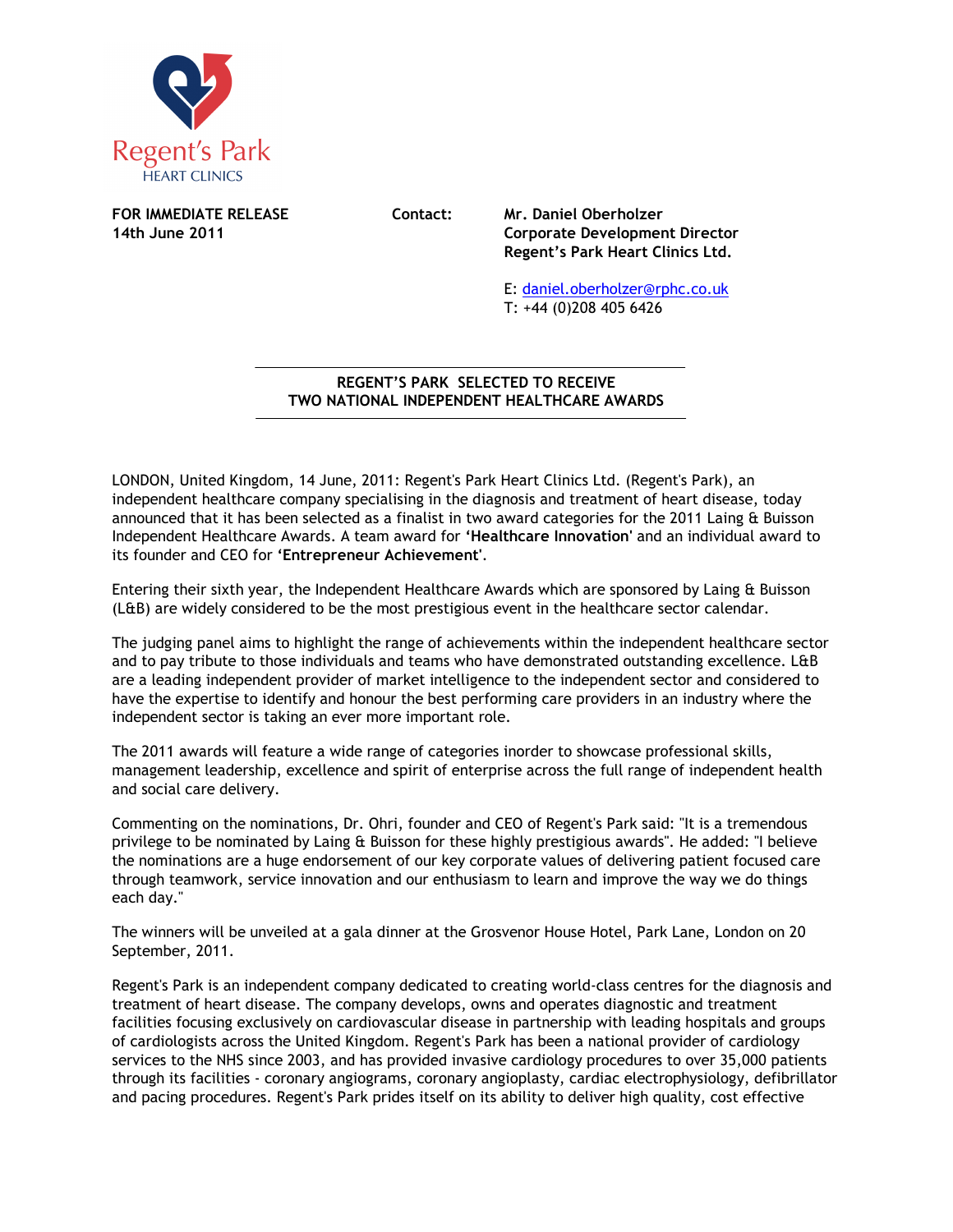Regent's Park
HEART CLINICS

**FOR IMMEDIATE RELEASE**
**14th June 2011**

**Contact:** **Mr. Daniel Oberholzer**
**Corporate Development Director**
**Regent's Park Heart Clinics Ltd.**

E: daniel.oberholzer@rphc.co.uk
T: +44 (0)208 405 6426

## REGENT'S PARK SELECTED TO RECEIVE TWO NATIONAL INDEPENDENT HEALTHCARE AWARDS

LONDON, United Kingdom, 14 June, 2011: Regent's Park Heart Clinics Ltd. (Regent's Park), an independent healthcare company specialising in the diagnosis and treatment of heart disease, today announced that it has been selected as a finalist in two award categories for the 2011 Laing & Buisson Independent Healthcare Awards. A team award for **'Healthcare Innovation'** and an individual award to its founder and CEO for **'Entrepreneur Achievement'**.

Entering their sixth year, the Independent Healthcare Awards which are sponsored by Laing & Buisson (L&B) are widely considered to be the most prestigious event in the healthcare sector calendar.

The judging panel aims to highlight the range of achievements within the independent healthcare sector and to pay tribute to those individuals and teams who have demonstrated outstanding excellence. L&B are a leading independent provider of market intelligence to the independent sector and considered to have the expertise to identify and honour the best performing care providers in an industry where the independent sector is taking an ever more important role.

The 2011 awards will feature a wide range of categories inorder to showcase professional skills, management leadership, excellence and spirit of enterprise across the full range of independent health and social care delivery.

Commenting on the nominations, Dr. Ohri, founder and CEO of Regent's Park said: "It is a tremendous privilege to be nominated by Laing & Buisson for these highly prestigious awards". He added: "I believe the nominations are a huge endorsement of our key corporate values of delivering patient focused care through teamwork, service innovation and our enthusiasm to learn and improve the way we do things each day."

The winners will be unveiled at a gala dinner at the Grosvenor House Hotel, Park Lane, London on 20 September, 2011.

Regent's Park is an independent company dedicated to creating world-class centres for the diagnosis and treatment of heart disease. The company develops, owns and operates diagnostic and treatment facilities focusing exclusively on cardiovascular disease in partnership with leading hospitals and groups of cardiologists across the United Kingdom. Regent's Park has been a national provider of cardiology services to the NHS since 2003, and has provided invasive cardiology procedures to over 35,000 patients through its facilities - coronary angiograms, coronary angioplasty, cardiac electrophysiology, defibrillator and pacing procedures. Regent's Park prides itself on its ability to deliver high quality, cost effective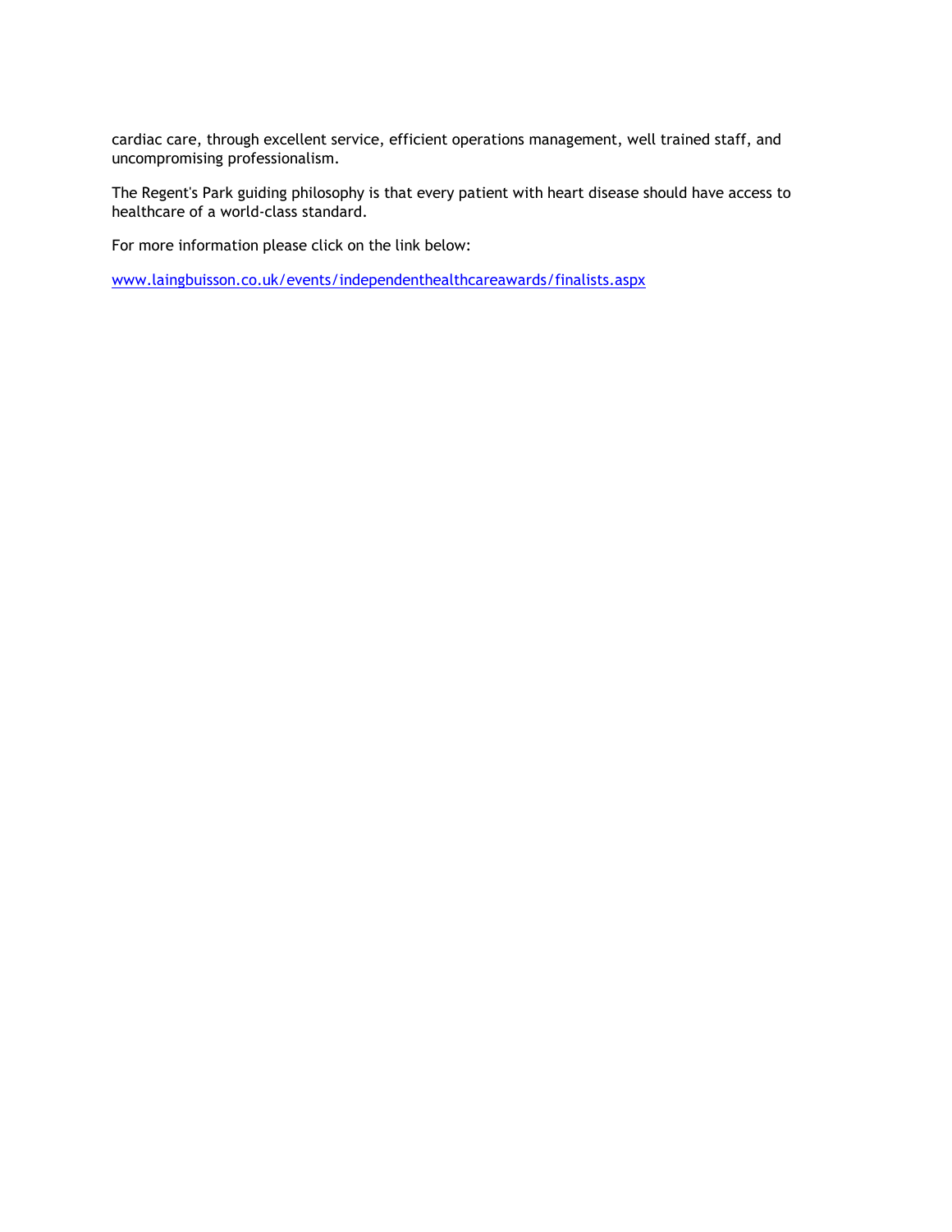cardiac care, through excellent service, efficient operations management, well trained staff, and uncompromising professionalism.

The Regent's Park guiding philosophy is that every patient with heart disease should have access to healthcare of a world-class standard.

For more information please click on the link below:

[www.laingbuisson.co.uk/events/independenthealthcareawards/finalists.aspx](www.laingbuisson.co.uk/events/independenthealthcareawards/finalists.aspx)